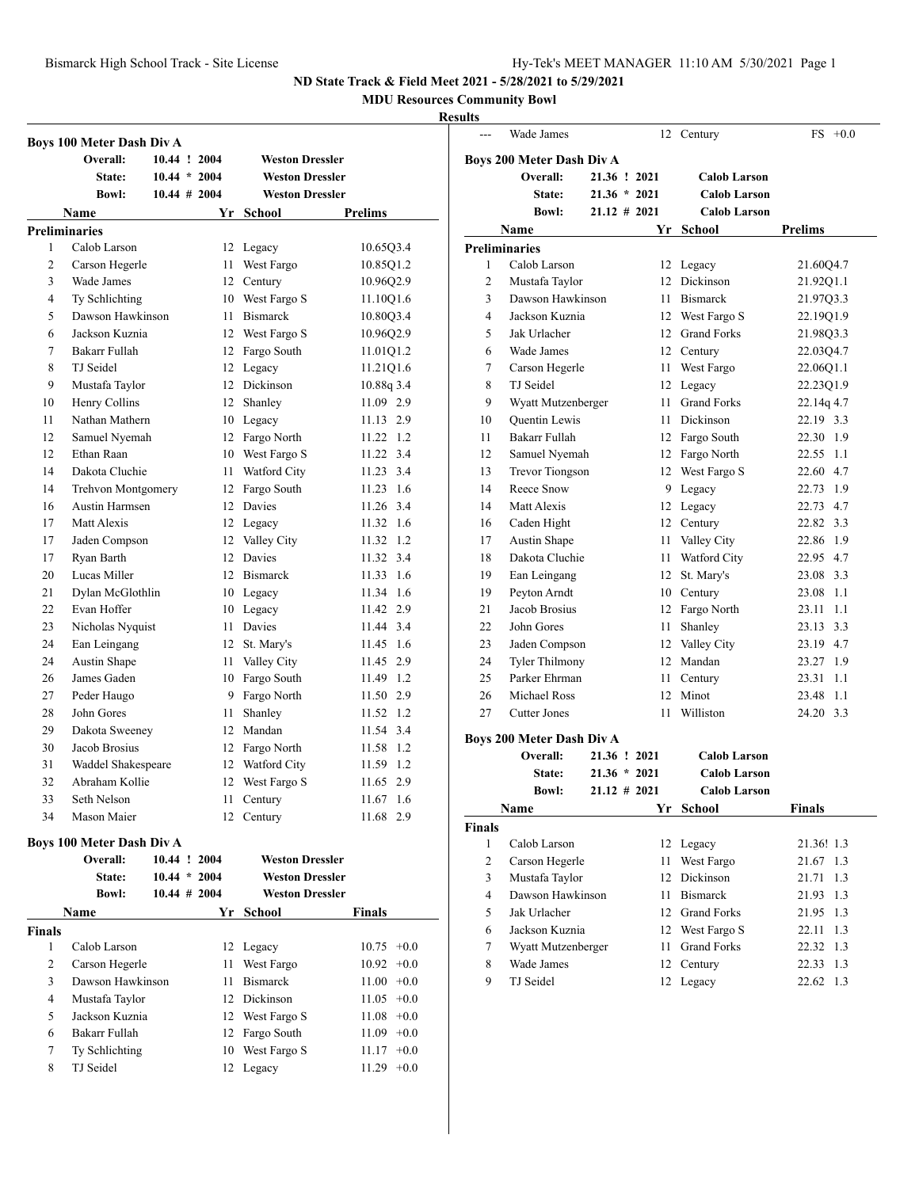## ND State Track & Field Meet 2021 - 5/28/2021 to 5/29/2021

**MDU Resources Community Bowl**

**Results**

### Boys 100 Meter Dash Div A

| | | | |
|---|---|---|---|
| **Overall:** | 10.44 ! 2004 | | **Weston Dressler** |
| **State:** | 10.44 * 2004 | | **Weston Dressler** |
| **Bowl:** | 10.44 # 2004 | | **Weston Dressler** |

| | Name | Yr | School | Prelims |
|---|---|---|---|---|
| **Preliminaries** | | | | |
| 1 | Calob Larson | 12 | Legacy | 10.65Q3.4 |
| 2 | Carson Hegerle | 11 | West Fargo | 10.85Q1.2 |
| 3 | Wade James | 12 | Century | 10.96Q2.9 |
| 4 | Ty Schlichting | 10 | West Fargo S | 11.10Q1.6 |
| 5 | Dawson Hawkinson | 11 | Bismarck | 10.80Q3.4 |
| 6 | Jackson Kuznia | 12 | West Fargo S | 10.96Q2.9 |
| 7 | Bakarr Fullah | 12 | Fargo South | 11.01Q1.2 |
| 8 | TJ Seidel | 12 | Legacy | 11.21Q1.6 |
| 9 | Mustafa Taylor | 12 | Dickinson | 10.88q 3.4 |
| 10 | Henry Collins | 12 | Shanley | 11.09 2.9 |
| 11 | Nathan Mathern | 10 | Legacy | 11.13 2.9 |
| 12 | Samuel Nyemah | 12 | Fargo North | 11.22 1.2 |
| 12 | Ethan Raan | 10 | West Fargo S | 11.22 3.4 |
| 14 | Dakota Cluchie | 11 | Watford City | 11.23 3.4 |
| 14 | Trehvon Montgomery | 12 | Fargo South | 11.23 1.6 |
| 16 | Austin Harmsen | 12 | Davies | 11.26 3.4 |
| 17 | Matt Alexis | 12 | Legacy | 11.32 1.6 |
| 17 | Jaden Compson | 12 | Valley City | 11.32 1.2 |
| 17 | Ryan Barth | 12 | Davies | 11.32 3.4 |
| 20 | Lucas Miller | 12 | Bismarck | 11.33 1.6 |
| 21 | Dylan McGlothlin | 10 | Legacy | 11.34 1.6 |
| 22 | Evan Hoffer | 10 | Legacy | 11.42 2.9 |
| 23 | Nicholas Nyquist | 11 | Davies | 11.44 3.4 |
| 24 | Ean Leingang | 12 | St. Mary's | 11.45 1.6 |
| 24 | Austin Shape | 11 | Valley City | 11.45 2.9 |
| 26 | James Gaden | 10 | Fargo South | 11.49 1.2 |
| 27 | Peder Haugo | 9 | Fargo North | 11.50 2.9 |
| 28 | John Gores | 11 | Shanley | 11.52 1.2 |
| 29 | Dakota Sweeney | 12 | Mandan | 11.54 3.4 |
| 30 | Jacob Brosius | 12 | Fargo North | 11.58 1.2 |
| 31 | Waddel Shakespeare | 12 | Watford City | 11.59 1.2 |
| 32 | Abraham Kollie | 12 | West Fargo S | 11.65 2.9 |
| 33 | Seth Nelson | 11 | Century | 11.67 1.6 |
| 34 | Mason Maier | 12 | Century | 11.68 2.9 |
| --- | Wade James | 12 | Century | FS +0.0 |

### Boys 100 Meter Dash Div A

| | | | |
|---|---|---|---|
| **Overall:** | 10.44 ! 2004 | | **Weston Dressler** |
| **State:** | 10.44 * 2004 | | **Weston Dressler** |
| **Bowl:** | 10.44 # 2004 | | **Weston Dressler** |

| | Name | Yr | School | Finals |
|---|---|---|---|---|
| **Finals** | | | | |
| 1 | Calob Larson | 12 | Legacy | 10.75 +0.0 |
| 2 | Carson Hegerle | 11 | West Fargo | 10.92 +0.0 |
| 3 | Dawson Hawkinson | 11 | Bismarck | 11.00 +0.0 |
| 4 | Mustafa Taylor | 12 | Dickinson | 11.05 +0.0 |
| 5 | Jackson Kuznia | 12 | West Fargo S | 11.08 +0.0 |
| 6 | Bakarr Fullah | 12 | Fargo South | 11.09 +0.0 |
| 7 | Ty Schlichting | 10 | West Fargo S | 11.17 +0.0 |
| 8 | TJ Seidel | 12 | Legacy | 11.29 +0.0 |

### Boys 200 Meter Dash Div A

| | | | |
|---|---|---|---|
| **Overall:** | 21.36 ! 2021 | | **Calob Larson** |
| **State:** | 21.36 * 2021 | | **Calob Larson** |
| **Bowl:** | 21.12 # 2021 | | **Calob Larson** |

| | Name | Yr | School | Prelims |
|---|---|---|---|---|
| **Preliminaries** | | | | |
| 1 | Calob Larson | 12 | Legacy | 21.60Q4.7 |
| 2 | Mustafa Taylor | 12 | Dickinson | 21.92Q1.1 |
| 3 | Dawson Hawkinson | 11 | Bismarck | 21.97Q3.3 |
| 4 | Jackson Kuznia | 12 | West Fargo S | 22.19Q1.9 |
| 5 | Jak Urlacher | 12 | Grand Forks | 21.98Q3.3 |
| 6 | Wade James | 12 | Century | 22.03Q4.7 |
| 7 | Carson Hegerle | 11 | West Fargo | 22.06Q1.1 |
| 8 | TJ Seidel | 12 | Legacy | 22.23Q1.9 |
| 9 | Wyatt Mutzenberger | 11 | Grand Forks | 22.14q 4.7 |
| 10 | Quentin Lewis | 11 | Dickinson | 22.19 3.3 |
| 11 | Bakarr Fullah | 12 | Fargo South | 22.30 1.9 |
| 12 | Samuel Nyemah | 12 | Fargo North | 22.55 1.1 |
| 13 | Trevor Tiongson | 12 | West Fargo S | 22.60 4.7 |
| 14 | Reece Snow | 9 | Legacy | 22.73 1.9 |
| 14 | Matt Alexis | 12 | Legacy | 22.73 4.7 |
| 16 | Caden Hight | 12 | Century | 22.82 3.3 |
| 17 | Austin Shape | 11 | Valley City | 22.86 1.9 |
| 18 | Dakota Cluchie | 11 | Watford City | 22.95 4.7 |
| 19 | Ean Leingang | 12 | St. Mary's | 23.08 3.3 |
| 19 | Peyton Arndt | 10 | Century | 23.08 1.1 |
| 21 | Jacob Brosius | 12 | Fargo North | 23.11 1.1 |
| 22 | John Gores | 11 | Shanley | 23.13 3.3 |
| 23 | Jaden Compson | 12 | Valley City | 23.19 4.7 |
| 24 | Tyler Thilmony | 12 | Mandan | 23.27 1.9 |
| 25 | Parker Ehrman | 11 | Century | 23.31 1.1 |
| 26 | Michael Ross | 12 | Minot | 23.48 1.1 |
| 27 | Cutter Jones | 11 | Williston | 24.20 3.3 |

### Boys 200 Meter Dash Div A

| | | | |
|---|---|---|---|
| **Overall:** | 21.36 ! 2021 | | **Calob Larson** |
| **State:** | 21.36 * 2021 | | **Calob Larson** |
| **Bowl:** | 21.12 # 2021 | | **Calob Larson** |

| | Name | Yr | School | Finals |
|---|---|---|---|---|
| **Finals** | | | | |
| 1 | Calob Larson | 12 | Legacy | 21.36! 1.3 |
| 2 | Carson Hegerle | 11 | West Fargo | 21.67 1.3 |
| 3 | Mustafa Taylor | 12 | Dickinson | 21.71 1.3 |
| 4 | Dawson Hawkinson | 11 | Bismarck | 21.93 1.3 |
| 5 | Jak Urlacher | 12 | Grand Forks | 21.95 1.3 |
| 6 | Jackson Kuznia | 12 | West Fargo S | 22.11 1.3 |
| 7 | Wyatt Mutzenberger | 11 | Grand Forks | 22.32 1.3 |
| 8 | Wade James | 12 | Century | 22.33 1.3 |
| 9 | TJ Seidel | 12 | Legacy | 22.62 1.3 |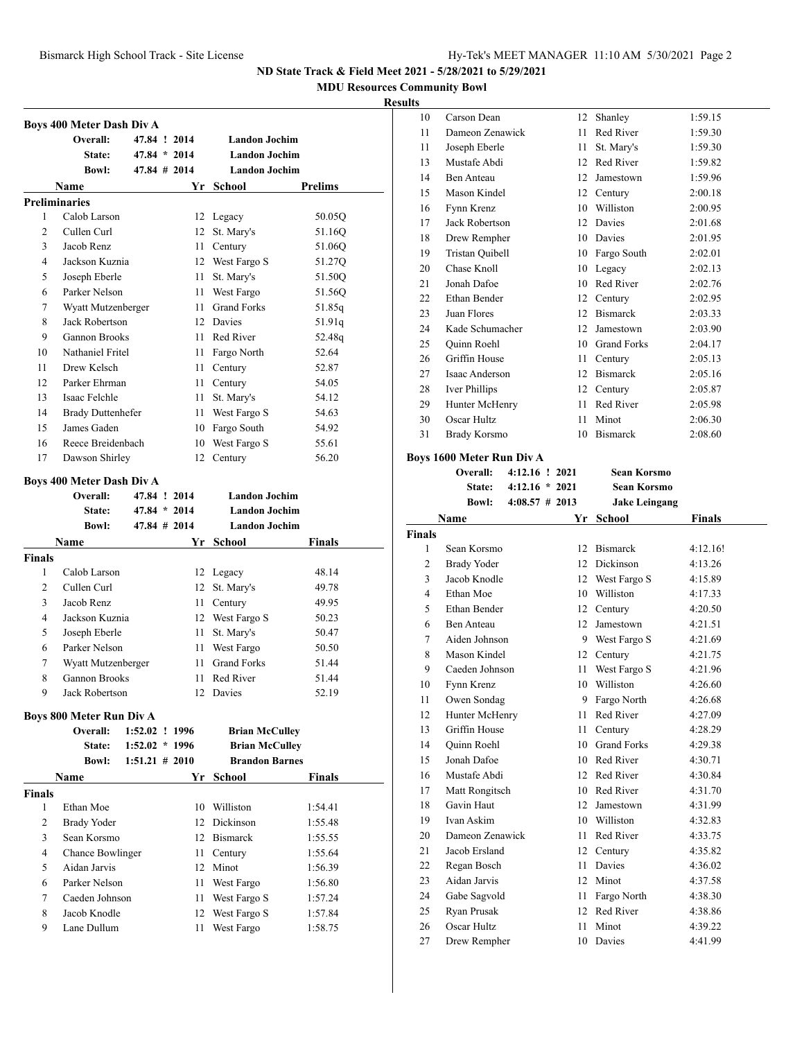## ND State Track & Field Meet 2021 - 5/28/2021 to 5/29/2021

### MDU Resources Community Bowl

#### Results

### Boys 400 Meter Dash Div A

| | | | |
|---|---|---|---|
| Overall: | 47.84 ! 2014 | | Landon Jochim |
| State: | 47.84 * 2014 | | Landon Jochim |
| Bowl: | 47.84 # 2014 | | Landon Jochim |

**Preliminaries**

| | Name | Yr | School | Prelims |
|---|---|---|---|---|
| 1 | Calob Larson | 12 | Legacy | 50.05Q |
| 2 | Cullen Curl | 12 | St. Mary's | 51.16Q |
| 3 | Jacob Renz | 11 | Century | 51.06Q |
| 4 | Jackson Kuznia | 12 | West Fargo S | 51.27Q |
| 5 | Joseph Eberle | 11 | St. Mary's | 51.50Q |
| 6 | Parker Nelson | 11 | West Fargo | 51.56Q |
| 7 | Wyatt Mutzenberger | 11 | Grand Forks | 51.85q |
| 8 | Jack Robertson | 12 | Davies | 51.91q |
| 9 | Gannon Brooks | 11 | Red River | 52.48q |
| 10 | Nathaniel Fritel | 11 | Fargo North | 52.64 |
| 11 | Drew Kelsch | 11 | Century | 52.87 |
| 12 | Parker Ehrman | 11 | Century | 54.05 |
| 13 | Isaac Felchle | 11 | St. Mary's | 54.12 |
| 14 | Brady Duttenhefer | 11 | West Fargo S | 54.63 |
| 15 | James Gaden | 10 | Fargo South | 54.92 |
| 16 | Reece Breidenbach | 10 | West Fargo S | 55.61 |
| 17 | Dawson Shirley | 12 | Century | 56.20 |

### Boys 400 Meter Dash Div A

| | | | |
|---|---|---|---|
| Overall: | 47.84 ! 2014 | | Landon Jochim |
| State: | 47.84 * 2014 | | Landon Jochim |
| Bowl: | 47.84 # 2014 | | Landon Jochim |

**Finals**

| | Name | Yr | School | Finals |
|---|---|---|---|---|
| 1 | Calob Larson | 12 | Legacy | 48.14 |
| 2 | Cullen Curl | 12 | St. Mary's | 49.78 |
| 3 | Jacob Renz | 11 | Century | 49.95 |
| 4 | Jackson Kuznia | 12 | West Fargo S | 50.23 |
| 5 | Joseph Eberle | 11 | St. Mary's | 50.47 |
| 6 | Parker Nelson | 11 | West Fargo | 50.50 |
| 7 | Wyatt Mutzenberger | 11 | Grand Forks | 51.44 |
| 8 | Gannon Brooks | 11 | Red River | 51.44 |
| 9 | Jack Robertson | 12 | Davies | 52.19 |

### Boys 800 Meter Run Div A

| | | | |
|---|---|---|---|
| Overall: | 1:52.02 ! 1996 | | Brian McCulley |
| State: | 1:52.02 * 1996 | | Brian McCulley |
| Bowl: | 1:51.21 # 2010 | | Brandon Barnes |

**Finals**

| | Name | Yr | School | Finals |
|---|---|---|---|---|
| 1 | Ethan Moe | 10 | Williston | 1:54.41 |
| 2 | Brady Yoder | 12 | Dickinson | 1:55.48 |
| 3 | Sean Korsmo | 12 | Bismarck | 1:55.55 |
| 4 | Chance Bowlinger | 11 | Century | 1:55.64 |
| 5 | Aidan Jarvis | 12 | Minot | 1:56.39 |
| 6 | Parker Nelson | 11 | West Fargo | 1:56.80 |
| 7 | Caeden Johnson | 11 | West Fargo S | 1:57.24 |
| 8 | Jacob Knodle | 12 | West Fargo S | 1:57.84 |
| 9 | Lane Dullum | 11 | West Fargo | 1:58.75 |
| 10 | Carson Dean | 12 | Shanley | 1:59.15 |
| 11 | Dameon Zenawick | 11 | Red River | 1:59.30 |
| 11 | Joseph Eberle | 11 | St. Mary's | 1:59.30 |
| 13 | Mustafe Abdi | 12 | Red River | 1:59.82 |
| 14 | Ben Anteau | 12 | Jamestown | 1:59.96 |
| 15 | Mason Kindel | 12 | Century | 2:00.18 |
| 16 | Fynn Krenz | 10 | Williston | 2:00.95 |
| 17 | Jack Robertson | 12 | Davies | 2:01.68 |
| 18 | Drew Rempher | 10 | Davies | 2:01.95 |
| 19 | Tristan Quibell | 10 | Fargo South | 2:02.01 |
| 20 | Chase Knoll | 10 | Legacy | 2:02.13 |
| 21 | Jonah Dafoe | 10 | Red River | 2:02.76 |
| 22 | Ethan Bender | 12 | Century | 2:02.95 |
| 23 | Juan Flores | 12 | Bismarck | 2:03.33 |
| 24 | Kade Schumacher | 12 | Jamestown | 2:03.90 |
| 25 | Quinn Roehl | 10 | Grand Forks | 2:04.17 |
| 26 | Griffin House | 11 | Century | 2:05.13 |
| 27 | Isaac Anderson | 12 | Bismarck | 2:05.16 |
| 28 | Iver Phillips | 12 | Century | 2:05.87 |
| 29 | Hunter McHenry | 11 | Red River | 2:05.98 |
| 30 | Oscar Hultz | 11 | Minot | 2:06.30 |
| 31 | Brady Korsmo | 10 | Bismarck | 2:08.60 |

### Boys 1600 Meter Run Div A

| | | | |
|---|---|---|---|
| Overall: | 4:12.16 ! 2021 | | Sean Korsmo |
| State: | 4:12.16 * 2021 | | Sean Korsmo |
| Bowl: | 4:08.57 # 2013 | | Jake Leingang |

**Finals**

| | Name | Yr | School | Finals |
|---|---|---|---|---|
| 1 | Sean Korsmo | 12 | Bismarck | 4:12.16! |
| 2 | Brady Yoder | 12 | Dickinson | 4:13.26 |
| 3 | Jacob Knodle | 12 | West Fargo S | 4:15.89 |
| 4 | Ethan Moe | 10 | Williston | 4:17.33 |
| 5 | Ethan Bender | 12 | Century | 4:20.50 |
| 6 | Ben Anteau | 12 | Jamestown | 4:21.51 |
| 7 | Aiden Johnson | 9 | West Fargo S | 4:21.69 |
| 8 | Mason Kindel | 12 | Century | 4:21.75 |
| 9 | Caeden Johnson | 11 | West Fargo S | 4:21.96 |
| 10 | Fynn Krenz | 10 | Williston | 4:26.60 |
| 11 | Owen Sondag | 9 | Fargo North | 4:26.68 |
| 12 | Hunter McHenry | 11 | Red River | 4:27.09 |
| 13 | Griffin House | 11 | Century | 4:28.29 |
| 14 | Quinn Roehl | 10 | Grand Forks | 4:29.38 |
| 15 | Jonah Dafoe | 10 | Red River | 4:30.71 |
| 16 | Mustafe Abdi | 12 | Red River | 4:30.84 |
| 17 | Matt Rongitsch | 10 | Red River | 4:31.70 |
| 18 | Gavin Haut | 12 | Jamestown | 4:31.99 |
| 19 | Ivan Askim | 10 | Williston | 4:32.83 |
| 20 | Dameon Zenawick | 11 | Red River | 4:33.75 |
| 21 | Jacob Ersland | 12 | Century | 4:35.82 |
| 22 | Regan Bosch | 11 | Davies | 4:36.02 |
| 23 | Aidan Jarvis | 12 | Minot | 4:37.58 |
| 24 | Gabe Sagvold | 11 | Fargo North | 4:38.30 |
| 25 | Ryan Prusak | 12 | Red River | 4:38.86 |
| 26 | Oscar Hultz | 11 | Minot | 4:39.22 |
| 27 | Drew Rempher | 10 | Davies | 4:41.99 |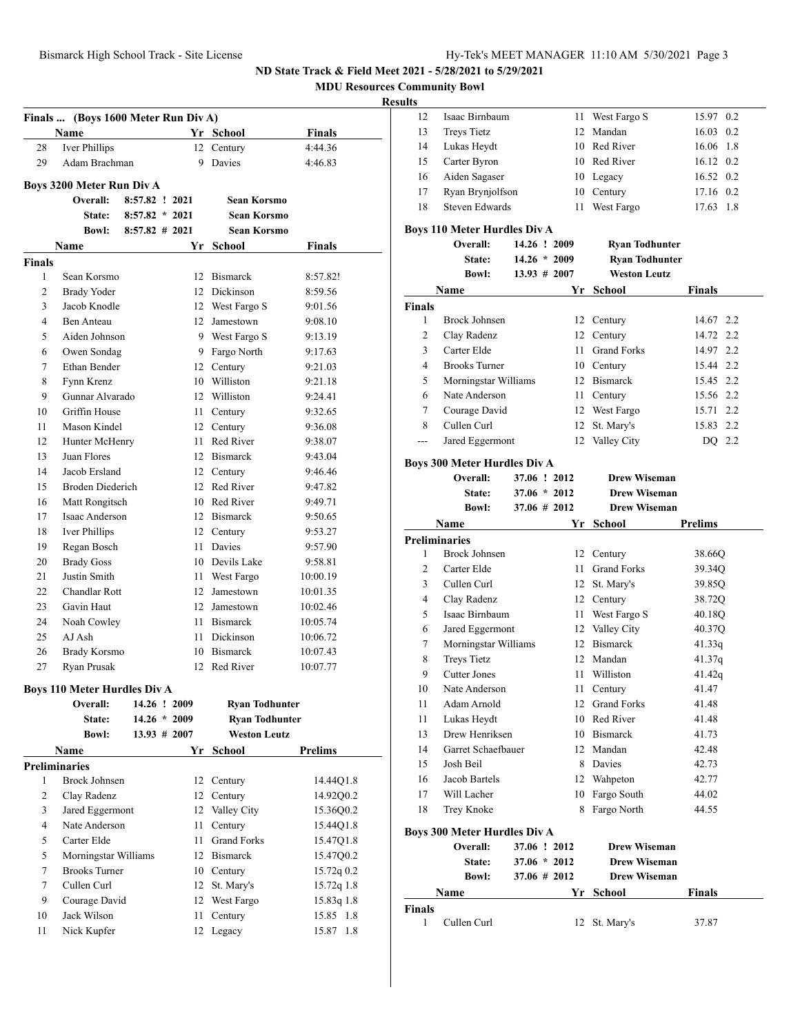**ND State Track & Field Meet 2021 - 5/28/2021 to 5/29/2021**

**MDU Resources Community Bowl**

**Results**

### Finals ... (Boys 1600 Meter Run Div A)

| | Name | Yr | School | Finals |
|---|---|---|---|---|
| 28 | Iver Phillips | 12 | Century | 4:44.36 |
| 29 | Adam Brachman | 9 | Davies | 4:46.83 |

### Boys 3200 Meter Run Div A

| | | | |
|---|---|---|---|
| Overall: | 8:57.82 ! | 2021 | Sean Korsmo |
| State: | 8:57.82 * | 2021 | Sean Korsmo |
| Bowl: | 8:57.82 # | 2021 | Sean Korsmo |

**Finals**

| | Name | Yr | School | Finals |
|---|---|---|---|---|
| 1 | Sean Korsmo | 12 | Bismarck | 8:57.82! |
| 2 | Brady Yoder | 12 | Dickinson | 8:59.56 |
| 3 | Jacob Knodle | 12 | West Fargo S | 9:01.56 |
| 4 | Ben Anteau | 12 | Jamestown | 9:08.10 |
| 5 | Aiden Johnson | 9 | West Fargo S | 9:13.19 |
| 6 | Owen Sondag | 9 | Fargo North | 9:17.63 |
| 7 | Ethan Bender | 12 | Century | 9:21.03 |
| 8 | Fynn Krenz | 10 | Williston | 9:21.18 |
| 9 | Gunnar Alvarado | 12 | Williston | 9:24.41 |
| 10 | Griffin House | 11 | Century | 9:32.65 |
| 11 | Mason Kindel | 12 | Century | 9:36.08 |
| 12 | Hunter McHenry | 11 | Red River | 9:38.07 |
| 13 | Juan Flores | 12 | Bismarck | 9:43.04 |
| 14 | Jacob Ersland | 12 | Century | 9:46.46 |
| 15 | Broden Diederich | 12 | Red River | 9:47.82 |
| 16 | Matt Rongitsch | 10 | Red River | 9:49.71 |
| 17 | Isaac Anderson | 12 | Bismarck | 9:50.65 |
| 18 | Iver Phillips | 12 | Century | 9:53.27 |
| 19 | Regan Bosch | 11 | Davies | 9:57.90 |
| 20 | Brady Goss | 10 | Devils Lake | 9:58.81 |
| 21 | Justin Smith | 11 | West Fargo | 10:00.19 |
| 22 | Chandlar Rott | 12 | Jamestown | 10:01.35 |
| 23 | Gavin Haut | 12 | Jamestown | 10:02.46 |
| 24 | Noah Cowley | 11 | Bismarck | 10:05.74 |
| 25 | AJ Ash | 11 | Dickinson | 10:06.72 |
| 26 | Brady Korsmo | 10 | Bismarck | 10:07.43 |
| 27 | Ryan Prusak | 12 | Red River | 10:07.77 |

### Boys 110 Meter Hurdles Div A

| | | | |
|---|---|---|---|
| Overall: | 14.26 ! | 2009 | Ryan Todhunter |
| State: | 14.26 * | 2009 | Ryan Todhunter |
| Bowl: | 13.93 # | 2007 | Weston Leutz |

**Preliminaries**

| | Name | Yr | School | Prelims | Wind |
|---|---|---|---|---|---|
| 1 | Brock Johnsen | 12 | Century | 14.44Q | 1.8 |
| 2 | Clay Radenz | 12 | Century | 14.92Q | 0.2 |
| 3 | Jared Eggermont | 12 | Valley City | 15.36Q | 0.2 |
| 4 | Nate Anderson | 11 | Century | 15.44Q | 1.8 |
| 5 | Carter Elde | 11 | Grand Forks | 15.47Q | 1.8 |
| 5 | Morningstar Williams | 12 | Bismarck | 15.47Q | 0.2 |
| 7 | Brooks Turner | 10 | Century | 15.72q | 0.2 |
| 7 | Cullen Curl | 12 | St. Mary's | 15.72q | 1.8 |
| 9 | Courage David | 12 | West Fargo | 15.83q | 1.8 |
| 10 | Jack Wilson | 11 | Century | 15.85 | 1.8 |
| 11 | Nick Kupfer | 12 | Legacy | 15.87 | 1.8 |
| 12 | Isaac Birnbaum | 11 | West Fargo S | 15.97 | 0.2 |
| 13 | Treys Tietz | 12 | Mandan | 16.03 | 0.2 |
| 14 | Lukas Heydt | 10 | Red River | 16.06 | 1.8 |
| 15 | Carter Byron | 10 | Red River | 16.12 | 0.2 |
| 16 | Aiden Sagaser | 10 | Legacy | 16.52 | 0.2 |
| 17 | Ryan Brynjolfson | 10 | Century | 17.16 | 0.2 |
| 18 | Steven Edwards | 11 | West Fargo | 17.63 | 1.8 |

### Boys 110 Meter Hurdles Div A

| | | | |
|---|---|---|---|
| Overall: | 14.26 ! | 2009 | Ryan Todhunter |
| State: | 14.26 * | 2009 | Ryan Todhunter |
| Bowl: | 13.93 # | 2007 | Weston Leutz |

**Finals**

| | Name | Yr | School | Finals | Wind |
|---|---|---|---|---|---|
| 1 | Brock Johnsen | 12 | Century | 14.67 | 2.2 |
| 2 | Clay Radenz | 12 | Century | 14.72 | 2.2 |
| 3 | Carter Elde | 11 | Grand Forks | 14.97 | 2.2 |
| 4 | Brooks Turner | 10 | Century | 15.44 | 2.2 |
| 5 | Morningstar Williams | 12 | Bismarck | 15.45 | 2.2 |
| 6 | Nate Anderson | 11 | Century | 15.56 | 2.2 |
| 7 | Courage David | 12 | West Fargo | 15.71 | 2.2 |
| 8 | Cullen Curl | 12 | St. Mary's | 15.83 | 2.2 |
| --- | Jared Eggermont | 12 | Valley City | DQ | 2.2 |

### Boys 300 Meter Hurdles Div A

| | | | |
|---|---|---|---|
| Overall: | 37.06 ! | 2012 | Drew Wiseman |
| State: | 37.06 * | 2012 | Drew Wiseman |
| Bowl: | 37.06 # | 2012 | Drew Wiseman |

**Preliminaries**

| | Name | Yr | School | Prelims |
|---|---|---|---|---|
| 1 | Brock Johnsen | 12 | Century | 38.66Q |
| 2 | Carter Elde | 11 | Grand Forks | 39.34Q |
| 3 | Cullen Curl | 12 | St. Mary's | 39.85Q |
| 4 | Clay Radenz | 12 | Century | 38.72Q |
| 5 | Isaac Birnbaum | 11 | West Fargo S | 40.18Q |
| 6 | Jared Eggermont | 12 | Valley City | 40.37Q |
| 7 | Morningstar Williams | 12 | Bismarck | 41.33q |
| 8 | Treys Tietz | 12 | Mandan | 41.37q |
| 9 | Cutter Jones | 11 | Williston | 41.42q |
| 10 | Nate Anderson | 11 | Century | 41.47 |
| 11 | Adam Arnold | 12 | Grand Forks | 41.48 |
| 11 | Lukas Heydt | 10 | Red River | 41.48 |
| 13 | Drew Henriksen | 10 | Bismarck | 41.73 |
| 14 | Garret Schaefbauer | 12 | Mandan | 42.48 |
| 15 | Josh Beil | 8 | Davies | 42.73 |
| 16 | Jacob Bartels | 12 | Wahpeton | 42.77 |
| 17 | Will Lacher | 10 | Fargo South | 44.02 |
| 18 | Trey Knoke | 8 | Fargo North | 44.55 |

### Boys 300 Meter Hurdles Div A

| | | | |
|---|---|---|---|
| Overall: | 37.06 ! | 2012 | Drew Wiseman |
| State: | 37.06 * | 2012 | Drew Wiseman |
| Bowl: | 37.06 # | 2012 | Drew Wiseman |

**Finals**

| | Name | Yr | School | Finals |
|---|---|---|---|---|
| 1 | Cullen Curl | 12 | St. Mary's | 37.87 |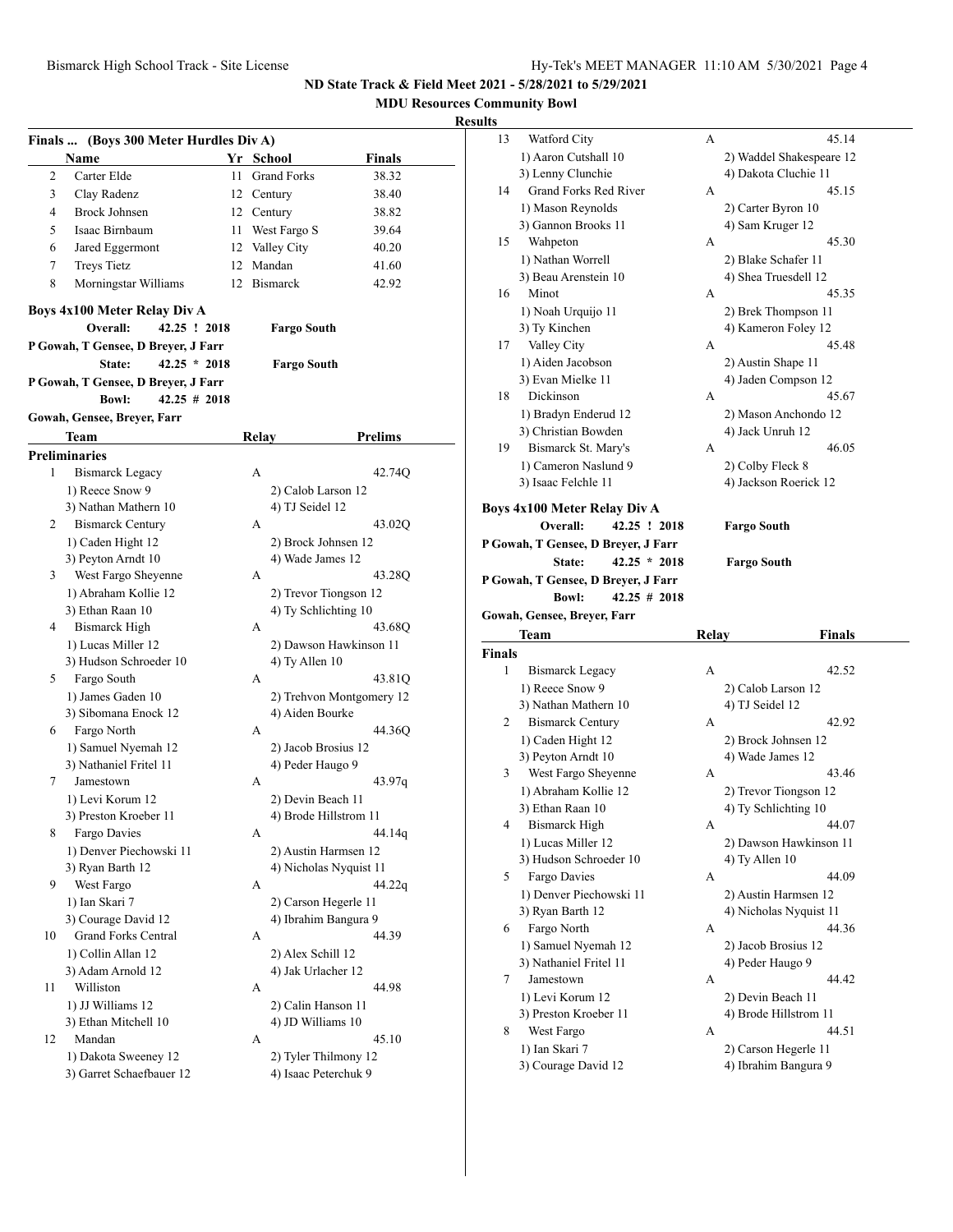# ND State Track & Field Meet 2021 - 5/28/2021 to 5/29/2021

## MDU Resources Community Bowl

### Results

**Finals ... (Boys 300 Meter Hurdles Div A)**

| | Name | Yr | School | Finals |
|---|---|---|---|---|
| 2 | Carter Elde | 11 | Grand Forks | 38.32 |
| 3 | Clay Radenz | 12 | Century | 38.40 |
| 4 | Brock Johnsen | 12 | Century | 38.82 |
| 5 | Isaac Birnbaum | 11 | West Fargo S | 39.64 |
| 6 | Jared Eggermont | 12 | Valley City | 40.20 |
| 7 | Treys Tietz | 12 | Mandan | 41.60 |
| 8 | Morningstar Williams | 12 | Bismarck | 42.92 |

**Boys 4x100 Meter Relay Div A**

Overall: 42.25 ! 2018 Fargo South
P Gowah, T Gensee, D Breyer, J Farr
State: 42.25 * 2018 Fargo South
P Gowah, T Gensee, D Breyer, J Farr
Bowl: 42.25 # 2018
Gowah, Gensee, Breyer, Farr

| | Team | Relay | Prelims |
|---|---|---|---|
| **Preliminaries** | | | |
| 1 | Bismarck Legacy | A | 42.74Q |
| | 1) Reece Snow 9 | 2) Calob Larson 12 | |
| | 3) Nathan Mathern 10 | 4) TJ Seidel 12 | |
| 2 | Bismarck Century | A | 43.02Q |
| | 1) Caden Hight 12 | 2) Brock Johnsen 12 | |
| | 3) Peyton Arndt 10 | 4) Wade James 12 | |
| 3 | West Fargo Sheyenne | A | 43.28Q |
| | 1) Abraham Kollie 12 | 2) Trevor Tiongson 12 | |
| | 3) Ethan Raan 10 | 4) Ty Schlichting 10 | |
| 4 | Bismarck High | A | 43.68Q |
| | 1) Lucas Miller 12 | 2) Dawson Hawkinson 11 | |
| | 3) Hudson Schroeder 10 | 4) Ty Allen 10 | |
| 5 | Fargo South | A | 43.81Q |
| | 1) James Gaden 10 | 2) Trehvon Montgomery 12 | |
| | 3) Sibomana Enock 12 | 4) Aiden Bourke | |
| 6 | Fargo North | A | 44.36Q |
| | 1) Samuel Nyemah 12 | 2) Jacob Brosius 12 | |
| | 3) Nathaniel Fritel 11 | 4) Peder Haugo 9 | |
| 7 | Jamestown | A | 43.97q |
| | 1) Levi Korum 12 | 2) Devin Beach 11 | |
| | 3) Preston Kroeber 11 | 4) Brode Hillstrom 11 | |
| 8 | Fargo Davies | A | 44.14q |
| | 1) Denver Piechowski 11 | 2) Austin Harmsen 12 | |
| | 3) Ryan Barth 12 | 4) Nicholas Nyquist 11 | |
| 9 | West Fargo | A | 44.22q |
| | 1) Ian Skari 7 | 2) Carson Hegerle 11 | |
| | 3) Courage David 12 | 4) Ibrahim Bangura 9 | |
| 10 | Grand Forks Central | A | 44.39 |
| | 1) Collin Allan 12 | 2) Alex Schill 12 | |
| | 3) Adam Arnold 12 | 4) Jak Urlacher 12 | |
| 11 | Williston | A | 44.98 |
| | 1) JJ Williams 12 | 2) Calin Hanson 11 | |
| | 3) Ethan Mitchell 10 | 4) JD Williams 10 | |
| 12 | Mandan | A | 45.10 |
| | 1) Dakota Sweeney 12 | 2) Tyler Thilmony 12 | |
| | 3) Garret Schaefbauer 12 | 4) Isaac Peterchuk 9 | |
| 13 | Watford City | A | 45.14 |
| | 1) Aaron Cutshall 10 | 2) Waddel Shakespeare 12 | |
| | 3) Lenny Clunchie | 4) Dakota Cluchie 11 | |
| 14 | Grand Forks Red River | A | 45.15 |
| | 1) Mason Reynolds | 2) Carter Byron 10 | |
| | 3) Gannon Brooks 11 | 4) Sam Kruger 12 | |
| 15 | Wahpeton | A | 45.30 |
| | 1) Nathan Worrell | 2) Blake Schafer 11 | |
| | 3) Beau Arenstein 10 | 4) Shea Truesdell 12 | |
| 16 | Minot | A | 45.35 |
| | 1) Noah Urquijo 11 | 2) Brek Thompson 11 | |
| | 3) Ty Kinchen | 4) Kameron Foley 12 | |
| 17 | Valley City | A | 45.48 |
| | 1) Aiden Jacobson | 2) Austin Shape 11 | |
| | 3) Evan Mielke 11 | 4) Jaden Compson 12 | |
| 18 | Dickinson | A | 45.67 |
| | 1) Bradyn Enderud 12 | 2) Mason Anchondo 12 | |
| | 3) Christian Bowden | 4) Jack Unruh 12 | |
| 19 | Bismarck St. Mary's | A | 46.05 |
| | 1) Cameron Naslund 9 | 2) Colby Fleck 8 | |
| | 3) Isaac Felchle 11 | 4) Jackson Roerick 12 | |

**Boys 4x100 Meter Relay Div A**

Overall: 42.25 ! 2018 Fargo South
P Gowah, T Gensee, D Breyer, J Farr
State: 42.25 * 2018 Fargo South
P Gowah, T Gensee, D Breyer, J Farr
Bowl: 42.25 # 2018
Gowah, Gensee, Breyer, Farr

| | Team | Relay | Finals |
|---|---|---|---|
| **Finals** | | | |
| 1 | Bismarck Legacy | A | 42.52 |
| | 1) Reece Snow 9 | 2) Calob Larson 12 | |
| | 3) Nathan Mathern 10 | 4) TJ Seidel 12 | |
| 2 | Bismarck Century | A | 42.92 |
| | 1) Caden Hight 12 | 2) Brock Johnsen 12 | |
| | 3) Peyton Arndt 10 | 4) Wade James 12 | |
| 3 | West Fargo Sheyenne | A | 43.46 |
| | 1) Abraham Kollie 12 | 2) Trevor Tiongson 12 | |
| | 3) Ethan Raan 10 | 4) Ty Schlichting 10 | |
| 4 | Bismarck High | A | 44.07 |
| | 1) Lucas Miller 12 | 2) Dawson Hawkinson 11 | |
| | 3) Hudson Schroeder 10 | 4) Ty Allen 10 | |
| 5 | Fargo Davies | A | 44.09 |
| | 1) Denver Piechowski 11 | 2) Austin Harmsen 12 | |
| | 3) Ryan Barth 12 | 4) Nicholas Nyquist 11 | |
| 6 | Fargo North | A | 44.36 |
| | 1) Samuel Nyemah 12 | 2) Jacob Brosius 12 | |
| | 3) Nathaniel Fritel 11 | 4) Peder Haugo 9 | |
| 7 | Jamestown | A | 44.42 |
| | 1) Levi Korum 12 | 2) Devin Beach 11 | |
| | 3) Preston Kroeber 11 | 4) Brode Hillstrom 11 | |
| 8 | West Fargo | A | 44.51 |
| | 1) Ian Skari 7 | 2) Carson Hegerle 11 | |
| | 3) Courage David 12 | 4) Ibrahim Bangura 9 | |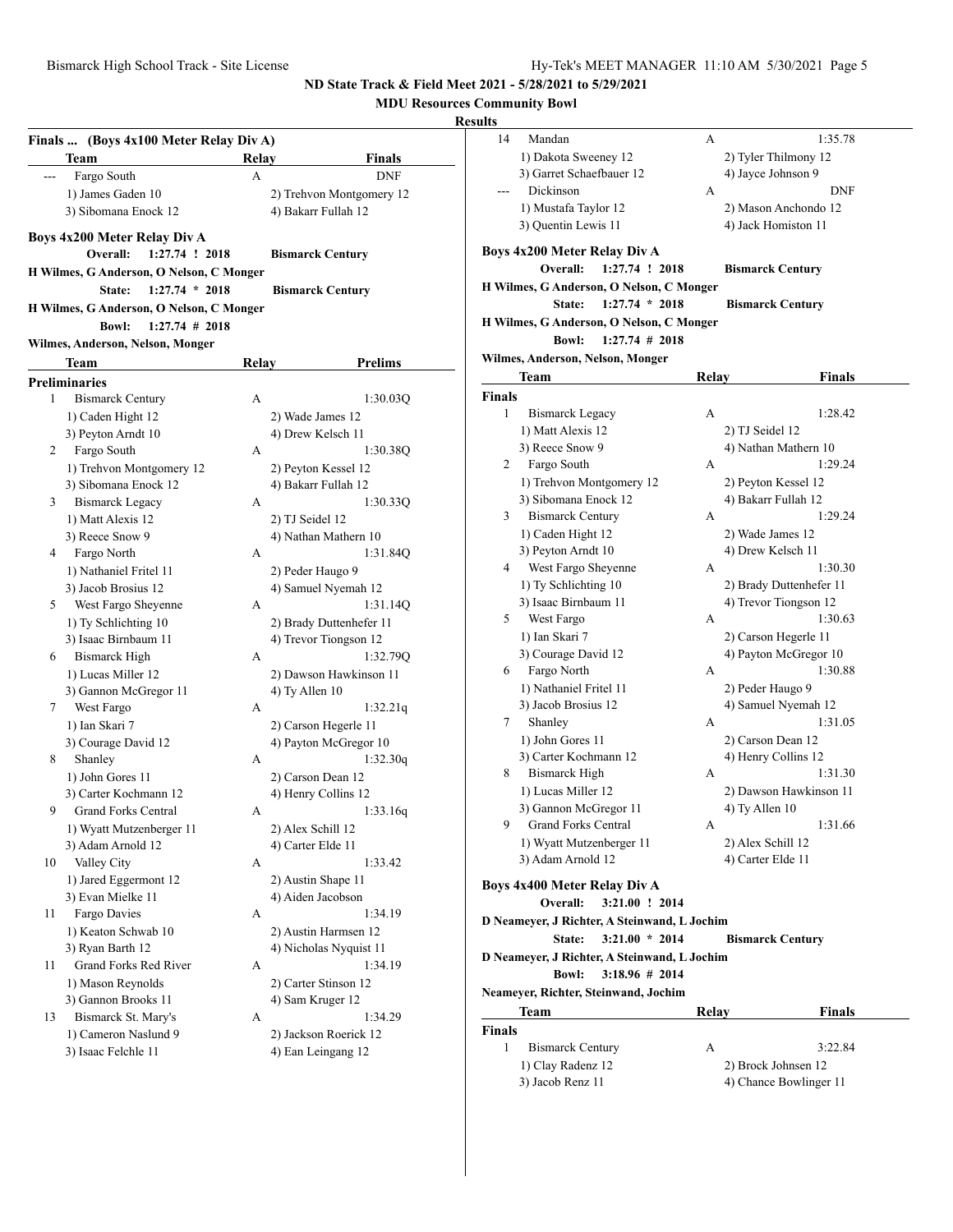**ND State Track & Field Meet 2021 - 5/28/2021 to 5/29/2021**

**MDU Resources Community Bowl**

**Results**

### Finals ... (Boys 4x100 Meter Relay Div A)

| | Team | Relay | Finals |
|---|---|---|---|
| --- | Fargo South | A | DNF |
| | 1) James Gaden 10 | | 2) Trehvon Montgomery 12 |
| | 3) Sibomana Enock 12 | | 4) Bakarr Fullah 12 |

### Boys 4x200 Meter Relay Div A

**Overall: 1:27.74 ! 2018 Bismarck Century**
**H Wilmes, G Anderson, O Nelson, C Monger**
**State: 1:27.74 * 2018 Bismarck Century**
**H Wilmes, G Anderson, O Nelson, C Monger**
**Bowl: 1:27.74 # 2018**
**Wilmes, Anderson, Nelson, Monger**

**Preliminaries**

| | Team | Relay | Prelims |
|---|---|---|---|
| 1 | Bismarck Century | A | 1:30.03Q |
| | 1) Caden Hight 12 | | 2) Wade James 12 |
| | 3) Peyton Arndt 10 | | 4) Drew Kelsch 11 |
| 2 | Fargo South | A | 1:30.38Q |
| | 1) Trehvon Montgomery 12 | | 2) Peyton Kessel 12 |
| | 3) Sibomana Enock 12 | | 4) Bakarr Fullah 12 |
| 3 | Bismarck Legacy | A | 1:30.33Q |
| | 1) Matt Alexis 12 | | 2) TJ Seidel 12 |
| | 3) Reece Snow 9 | | 4) Nathan Mathern 10 |
| 4 | Fargo North | A | 1:31.84Q |
| | 1) Nathaniel Fritel 11 | | 2) Peder Haugo 9 |
| | 3) Jacob Brosius 12 | | 4) Samuel Nyemah 12 |
| 5 | West Fargo Sheyenne | A | 1:31.14Q |
| | 1) Ty Schlichting 10 | | 2) Brady Duttenhefer 11 |
| | 3) Isaac Birnbaum 11 | | 4) Trevor Tiongson 12 |
| 6 | Bismarck High | A | 1:32.79Q |
| | 1) Lucas Miller 12 | | 2) Dawson Hawkinson 11 |
| | 3) Gannon McGregor 11 | | 4) Ty Allen 10 |
| 7 | West Fargo | A | 1:32.21q |
| | 1) Ian Skari 7 | | 2) Carson Hegerle 11 |
| | 3) Courage David 12 | | 4) Payton McGregor 10 |
| 8 | Shanley | A | 1:32.30q |
| | 1) John Gores 11 | | 2) Carson Dean 12 |
| | 3) Carter Kochmann 12 | | 4) Henry Collins 12 |
| 9 | Grand Forks Central | A | 1:33.16q |
| | 1) Wyatt Mutzenberger 11 | | 2) Alex Schill 12 |
| | 3) Adam Arnold 12 | | 4) Carter Elde 11 |
| 10 | Valley City | A | 1:33.42 |
| | 1) Jared Eggermont 12 | | 2) Austin Shape 11 |
| | 3) Evan Mielke 11 | | 4) Aiden Jacobson |
| 11 | Fargo Davies | A | 1:34.19 |
| | 1) Keaton Schwab 10 | | 2) Austin Harmsen 12 |
| | 3) Ryan Barth 12 | | 4) Nicholas Nyquist 11 |
| 11 | Grand Forks Red River | A | 1:34.19 |
| | 1) Mason Reynolds | | 2) Carter Stinson 12 |
| | 3) Gannon Brooks 11 | | 4) Sam Kruger 12 |
| 13 | Bismarck St. Mary's | A | 1:34.29 |
| | 1) Cameron Naslund 9 | | 2) Jackson Roerick 12 |
| | 3) Isaac Felchle 11 | | 4) Ean Leingang 12 |
| 14 | Mandan | A | 1:35.78 |
| | 1) Dakota Sweeney 12 | | 2) Tyler Thilmony 12 |
| | 3) Garret Schaefbauer 12 | | 4) Jayce Johnson 9 |
| --- | Dickinson | A | DNF |
| | 1) Mustafa Taylor 12 | | 2) Mason Anchondo 12 |
| | 3) Quentin Lewis 11 | | 4) Jack Homiston 11 |

### Boys 4x200 Meter Relay Div A

**Overall: 1:27.74 ! 2018 Bismarck Century**
**H Wilmes, G Anderson, O Nelson, C Monger**
**State: 1:27.74 * 2018 Bismarck Century**
**H Wilmes, G Anderson, O Nelson, C Monger**
**Bowl: 1:27.74 # 2018**
**Wilmes, Anderson, Nelson, Monger**

**Finals**

| | Team | Relay | Finals |
|---|---|---|---|
| 1 | Bismarck Legacy | A | 1:28.42 |
| | 1) Matt Alexis 12 | | 2) TJ Seidel 12 |
| | 3) Reece Snow 9 | | 4) Nathan Mathern 10 |
| 2 | Fargo South | A | 1:29.24 |
| | 1) Trehvon Montgomery 12 | | 2) Peyton Kessel 12 |
| | 3) Sibomana Enock 12 | | 4) Bakarr Fullah 12 |
| 3 | Bismarck Century | A | 1:29.24 |
| | 1) Caden Hight 12 | | 2) Wade James 12 |
| | 3) Peyton Arndt 10 | | 4) Drew Kelsch 11 |
| 4 | West Fargo Sheyenne | A | 1:30.30 |
| | 1) Ty Schlichting 10 | | 2) Brady Duttenhefer 11 |
| | 3) Isaac Birnbaum 11 | | 4) Trevor Tiongson 12 |
| 5 | West Fargo | A | 1:30.63 |
| | 1) Ian Skari 7 | | 2) Carson Hegerle 11 |
| | 3) Courage David 12 | | 4) Payton McGregor 10 |
| 6 | Fargo North | A | 1:30.88 |
| | 1) Nathaniel Fritel 11 | | 2) Peder Haugo 9 |
| | 3) Jacob Brosius 12 | | 4) Samuel Nyemah 12 |
| 7 | Shanley | A | 1:31.05 |
| | 1) John Gores 11 | | 2) Carson Dean 12 |
| | 3) Carter Kochmann 12 | | 4) Henry Collins 12 |
| 8 | Bismarck High | A | 1:31.30 |
| | 1) Lucas Miller 12 | | 2) Dawson Hawkinson 11 |
| | 3) Gannon McGregor 11 | | 4) Ty Allen 10 |
| 9 | Grand Forks Central | A | 1:31.66 |
| | 1) Wyatt Mutzenberger 11 | | 2) Alex Schill 12 |
| | 3) Adam Arnold 12 | | 4) Carter Elde 11 |

### Boys 4x400 Meter Relay Div A

**Overall: 3:21.00 ! 2014**
**D Neameyer, J Richter, A Steinwand, L Jochim**
**State: 3:21.00 * 2014 Bismarck Century**
**D Neameyer, J Richter, A Steinwand, L Jochim**
**Bowl: 3:18.96 # 2014**
**Neameyer, Richter, Steinwand, Jochim**

**Finals**

| | Team | Relay | Finals |
|---|---|---|---|
| 1 | Bismarck Century | A | 3:22.84 |
| | 1) Clay Radenz 12 | | 2) Brock Johnsen 12 |
| | 3) Jacob Renz 11 | | 4) Chance Bowlinger 11 |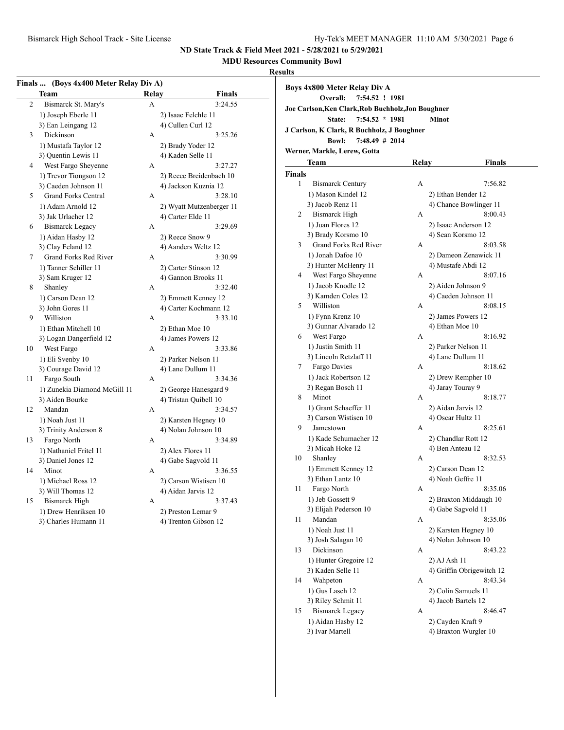## ND State Track & Field Meet 2021 - 5/28/2021 to 5/29/2021

### MDU Resources Community Bowl

### Results

### Finals ... (Boys 4x400 Meter Relay Div A)

| | Team | Relay | Finals |
|---|---|---|---|
| 2 | Bismarck St. Mary's | A | 3:24.55 |
| | 1) Joseph Eberle 11 | 2) Isaac Felchle 11 | |
| | 3) Ean Leingang 12 | 4) Cullen Curl 12 | |
| 3 | Dickinson | A | 3:25.26 |
| | 1) Mustafa Taylor 12 | 2) Brady Yoder 12 | |
| | 3) Quentin Lewis 11 | 4) Kaden Selle 11 | |
| 4 | West Fargo Sheyenne | A | 3:27.27 |
| | 1) Trevor Tiongson 12 | 2) Reece Breidenbach 10 | |
| | 3) Caeden Johnson 11 | 4) Jackson Kuznia 12 | |
| 5 | Grand Forks Central | A | 3:28.10 |
| | 1) Adam Arnold 12 | 2) Wyatt Mutzenberger 11 | |
| | 3) Jak Urlacher 12 | 4) Carter Elde 11 | |
| 6 | Bismarck Legacy | A | 3:29.69 |
| | 1) Aidan Hasby 12 | 2) Reece Snow 9 | |
| | 3) Clay Feland 12 | 4) Aanders Weltz 12 | |
| 7 | Grand Forks Red River | A | 3:30.99 |
| | 1) Tanner Schiller 11 | 2) Carter Stinson 12 | |
| | 3) Sam Kruger 12 | 4) Gannon Brooks 11 | |
| 8 | Shanley | A | 3:32.40 |
| | 1) Carson Dean 12 | 2) Emmett Kenney 12 | |
| | 3) John Gores 11 | 4) Carter Kochmann 12 | |
| 9 | Williston | A | 3:33.10 |
| | 1) Ethan Mitchell 10 | 2) Ethan Moe 10 | |
| | 3) Logan Dangerfield 12 | 4) James Powers 12 | |
| 10 | West Fargo | A | 3:33.86 |
| | 1) Eli Svenby 10 | 2) Parker Nelson 11 | |
| | 3) Courage David 12 | 4) Lane Dullum 11 | |
| 11 | Fargo South | A | 3:34.36 |
| | 1) Zunekia Diamond McGill 11 | 2) George Hanesgard 9 | |
| | 3) Aiden Bourke | 4) Tristan Quibell 10 | |
| 12 | Mandan | A | 3:34.57 |
| | 1) Noah Just 11 | 2) Karsten Hegney 10 | |
| | 3) Trinity Anderson 8 | 4) Nolan Johnson 10 | |
| 13 | Fargo North | A | 3:34.89 |
| | 1) Nathaniel Fritel 11 | 2) Alex Flores 11 | |
| | 3) Daniel Jones 12 | 4) Gabe Sagvold 11 | |
| 14 | Minot | A | 3:36.55 |
| | 1) Michael Ross 12 | 2) Carson Wistisen 10 | |
| | 3) Will Thomas 12 | 4) Aidan Jarvis 12 | |
| 15 | Bismarck High | A | 3:37.43 |
| | 1) Drew Henriksen 10 | 2) Preston Lemar 9 | |
| | 3) Charles Humann 11 | 4) Trenton Gibson 12 | |

### Boys 4x800 Meter Relay Div A

**Overall: 7:54.52 ! 1981**

**Joe Carlson,Ken Clark,Rob Buchholz,Jon Boughner**

**State: 7:54.52 * 1981 Minot**

**J Carlson, K Clark, R Buchholz, J Boughner**

**Bowl: 7:48.49 # 2014**

**Werner, Markle, Lerew, Gotta**

| | Team | Relay | Finals |
|---|---|---|---|
| **Finals** | | | |
| 1 | Bismarck Century | A | 7:56.82 |
| | 1) Mason Kindel 12 | 2) Ethan Bender 12 | |
| | 3) Jacob Renz 11 | 4) Chance Bowlinger 11 | |
| 2 | Bismarck High | A | 8:00.43 |
| | 1) Juan Flores 12 | 2) Isaac Anderson 12 | |
| | 3) Brady Korsmo 10 | 4) Sean Korsmo 12 | |
| 3 | Grand Forks Red River | A | 8:03.58 |
| | 1) Jonah Dafoe 10 | 2) Dameon Zenawick 11 | |
| | 3) Hunter McHenry 11 | 4) Mustafe Abdi 12 | |
| 4 | West Fargo Sheyenne | A | 8:07.16 |
| | 1) Jacob Knodle 12 | 2) Aiden Johnson 9 | |
| | 3) Kamden Coles 12 | 4) Caeden Johnson 11 | |
| 5 | Williston | A | 8:08.15 |
| | 1) Fynn Krenz 10 | 2) James Powers 12 | |
| | 3) Gunnar Alvarado 12 | 4) Ethan Moe 10 | |
| 6 | West Fargo | A | 8:16.92 |
| | 1) Justin Smith 11 | 2) Parker Nelson 11 | |
| | 3) Lincoln Retzlaff 11 | 4) Lane Dullum 11 | |
| 7 | Fargo Davies | A | 8:18.62 |
| | 1) Jack Robertson 12 | 2) Drew Rempher 10 | |
| | 3) Regan Bosch 11 | 4) Jaray Touray 9 | |
| 8 | Minot | A | 8:18.77 |
| | 1) Grant Schaeffer 11 | 2) Aidan Jarvis 12 | |
| | 3) Carson Wistisen 10 | 4) Oscar Hultz 11 | |
| 9 | Jamestown | A | 8:25.61 |
| | 1) Kade Schumacher 12 | 2) Chandlar Rott 12 | |
| | 3) Micah Hoke 12 | 4) Ben Anteau 12 | |
| 10 | Shanley | A | 8:32.53 |
| | 1) Emmett Kenney 12 | 2) Carson Dean 12 | |
| | 3) Ethan Lantz 10 | 4) Noah Geffre 11 | |
| 11 | Fargo North | A | 8:35.06 |
| | 1) Jeb Gossett 9 | 2) Braxton Middaugh 10 | |
| | 3) Elijah Pederson 10 | 4) Gabe Sagvold 11 | |
| 11 | Mandan | A | 8:35.06 |
| | 1) Noah Just 11 | 2) Karsten Hegney 10 | |
| | 3) Josh Salagan 10 | 4) Nolan Johnson 10 | |
| 13 | Dickinson | A | 8:43.22 |
| | 1) Hunter Gregoire 12 | 2) AJ Ash 11 | |
| | 3) Kaden Selle 11 | 4) Griffin Obrigewitch 12 | |
| 14 | Wahpeton | A | 8:43.34 |
| | 1) Gus Lasch 12 | 2) Colin Samuels 11 | |
| | 3) Riley Schmit 11 | 4) Jacob Bartels 12 | |
| 15 | Bismarck Legacy | A | 8:46.47 |
| | 1) Aidan Hasby 12 | 2) Cayden Kraft 9 | |
| | 3) Ivar Martell | 4) Braxton Wurgler 10 | |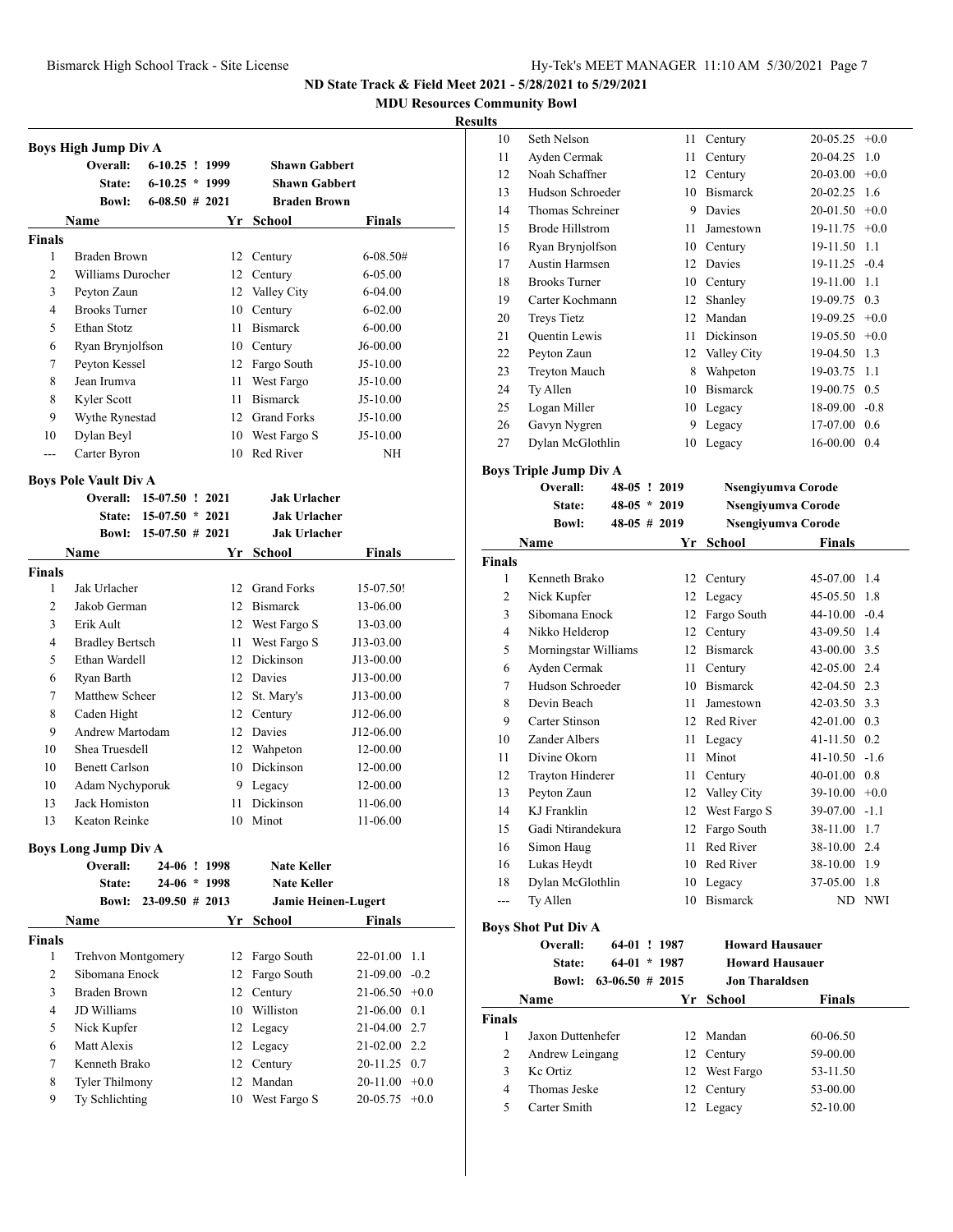## ND State Track & Field Meet 2021 - 5/28/2021 to 5/29/2021

**MDU Resources Community Bowl**

**Results**

### Boys High Jump Div A

| | | | |
|---|---|---|---|
| **Overall:** | 6-10.25 ! 1999 | **Shawn Gabbert** | |
| **State:** | 6-10.25 * 1999 | **Shawn Gabbert** | |
| **Bowl:** | 6-08.50 # 2021 | **Braden Brown** | |

| | Name | Yr | School | Finals |
|---|---|---|---|---|
| **Finals** | | | | |
| 1 | Braden Brown | 12 | Century | 6-08.50# |
| 2 | Williams Durocher | 12 | Century | 6-05.00 |
| 3 | Peyton Zaun | 12 | Valley City | 6-04.00 |
| 4 | Brooks Turner | 10 | Century | 6-02.00 |
| 5 | Ethan Stotz | 11 | Bismarck | 6-00.00 |
| 6 | Ryan Brynjolfson | 10 | Century | J6-00.00 |
| 7 | Peyton Kessel | 12 | Fargo South | J5-10.00 |
| 8 | Jean Irumva | 11 | West Fargo | J5-10.00 |
| 8 | Kyler Scott | 11 | Bismarck | J5-10.00 |
| 9 | Wythe Rynestad | 12 | Grand Forks | J5-10.00 |
| 10 | Dylan Beyl | 10 | West Fargo S | J5-10.00 |
| --- | Carter Byron | 10 | Red River | NH |

### Boys Pole Vault Div A

| | | | |
|---|---|---|---|
| **Overall:** | 15-07.50 ! 2021 | **Jak Urlacher** | |
| **State:** | 15-07.50 * 2021 | **Jak Urlacher** | |
| **Bowl:** | 15-07.50 # 2021 | **Jak Urlacher** | |

| | Name | Yr | School | Finals |
|---|---|---|---|---|
| **Finals** | | | | |
| 1 | Jak Urlacher | 12 | Grand Forks | 15-07.50! |
| 2 | Jakob German | 12 | Bismarck | 13-06.00 |
| 3 | Erik Ault | 12 | West Fargo S | 13-03.00 |
| 4 | Bradley Bertsch | 11 | West Fargo S | J13-03.00 |
| 5 | Ethan Wardell | 12 | Dickinson | J13-00.00 |
| 6 | Ryan Barth | 12 | Davies | J13-00.00 |
| 7 | Matthew Scheer | 12 | St. Mary's | J13-00.00 |
| 8 | Caden Hight | 12 | Century | J12-06.00 |
| 9 | Andrew Martodam | 12 | Davies | J12-06.00 |
| 10 | Shea Truesdell | 12 | Wahpeton | 12-00.00 |
| 10 | Benett Carlson | 10 | Dickinson | 12-00.00 |
| 10 | Adam Nychyporuk | 9 | Legacy | 12-00.00 |
| 13 | Jack Homiston | 11 | Dickinson | 11-06.00 |
| 13 | Keaton Reinke | 10 | Minot | 11-06.00 |

### Boys Long Jump Div A

| | | | |
|---|---|---|---|
| **Overall:** | 24-06 ! 1998 | **Nate Keller** | |
| **State:** | 24-06 * 1998 | **Nate Keller** | |
| **Bowl:** | 23-09.50 # 2013 | **Jamie Heinen-Lugert** | |

| | Name | Yr | School | Finals | Wind |
|---|---|---|---|---|---|
| **Finals** | | | | | |
| 1 | Trehvon Montgomery | 12 | Fargo South | 22-01.00 | 1.1 |
| 2 | Sibomana Enock | 12 | Fargo South | 21-09.00 | -0.2 |
| 3 | Braden Brown | 12 | Century | 21-06.50 | +0.0 |
| 4 | JD Williams | 10 | Williston | 21-06.00 | 0.1 |
| 5 | Nick Kupfer | 12 | Legacy | 21-04.00 | 2.7 |
| 6 | Matt Alexis | 12 | Legacy | 21-02.00 | 2.2 |
| 7 | Kenneth Brako | 12 | Century | 20-11.25 | 0.7 |
| 8 | Tyler Thilmony | 12 | Mandan | 20-11.00 | +0.0 |
| 9 | Ty Schlichting | 10 | West Fargo S | 20-05.75 | +0.0 |
| 10 | Seth Nelson | 11 | Century | 20-05.25 | +0.0 |
| 11 | Ayden Cermak | 11 | Century | 20-04.25 | 1.0 |
| 12 | Noah Schaffner | 12 | Century | 20-03.00 | +0.0 |
| 13 | Hudson Schroeder | 10 | Bismarck | 20-02.25 | 1.6 |
| 14 | Thomas Schreiner | 9 | Davies | 20-01.50 | +0.0 |
| 15 | Brode Hillstrom | 11 | Jamestown | 19-11.75 | +0.0 |
| 16 | Ryan Brynjolfson | 10 | Century | 19-11.50 | 1.1 |
| 17 | Austin Harmsen | 12 | Davies | 19-11.25 | -0.4 |
| 18 | Brooks Turner | 10 | Century | 19-11.00 | 1.1 |
| 19 | Carter Kochmann | 12 | Shanley | 19-09.75 | 0.3 |
| 20 | Treys Tietz | 12 | Mandan | 19-09.25 | +0.0 |
| 21 | Quentin Lewis | 11 | Dickinson | 19-05.50 | +0.0 |
| 22 | Peyton Zaun | 12 | Valley City | 19-04.50 | 1.3 |
| 23 | Treyton Mauch | 8 | Wahpeton | 19-03.75 | 1.1 |
| 24 | Ty Allen | 10 | Bismarck | 19-00.75 | 0.5 |
| 25 | Logan Miller | 10 | Legacy | 18-09.00 | -0.8 |
| 26 | Gavyn Nygren | 9 | Legacy | 17-07.00 | 0.6 |
| 27 | Dylan McGlothlin | 10 | Legacy | 16-00.00 | 0.4 |

### Boys Triple Jump Div A

| | | | |
|---|---|---|---|
| **Overall:** | 48-05 ! 2019 | **Nsengiyumva Corode** | |
| **State:** | 48-05 * 2019 | **Nsengiyumva Corode** | |
| **Bowl:** | 48-05 # 2019 | **Nsengiyumva Corode** | |

| | Name | Yr | School | Finals | Wind |
|---|---|---|---|---|---|
| **Finals** | | | | | |
| 1 | Kenneth Brako | 12 | Century | 45-07.00 | 1.4 |
| 2 | Nick Kupfer | 12 | Legacy | 45-05.50 | 1.8 |
| 3 | Sibomana Enock | 12 | Fargo South | 44-10.00 | -0.4 |
| 4 | Nikko Helderop | 12 | Century | 43-09.50 | 1.4 |
| 5 | Morningstar Williams | 12 | Bismarck | 43-00.00 | 3.5 |
| 6 | Ayden Cermak | 11 | Century | 42-05.00 | 2.4 |
| 7 | Hudson Schroeder | 10 | Bismarck | 42-04.50 | 2.3 |
| 8 | Devin Beach | 11 | Jamestown | 42-03.50 | 3.3 |
| 9 | Carter Stinson | 12 | Red River | 42-01.00 | 0.3 |
| 10 | Zander Albers | 11 | Legacy | 41-11.50 | 0.2 |
| 11 | Divine Okorn | 11 | Minot | 41-10.50 | -1.6 |
| 12 | Trayton Hinderer | 11 | Century | 40-01.00 | 0.8 |
| 13 | Peyton Zaun | 12 | Valley City | 39-10.00 | +0.0 |
| 14 | KJ Franklin | 12 | West Fargo S | 39-07.00 | -1.1 |
| 15 | Gadi Ntirandekura | 12 | Fargo South | 38-11.00 | 1.7 |
| 16 | Simon Haug | 11 | Red River | 38-10.00 | 2.4 |
| 16 | Lukas Heydt | 10 | Red River | 38-10.00 | 1.9 |
| 18 | Dylan McGlothlin | 10 | Legacy | 37-05.00 | 1.8 |
| --- | Ty Allen | 10 | Bismarck | ND | NWI |

### Boys Shot Put Div A

| | | | |
|---|---|---|---|
| **Overall:** | 64-01 ! 1987 | **Howard Hausauer** | |
| **State:** | 64-01 * 1987 | **Howard Hausauer** | |
| **Bowl:** | 63-06.50 # 2015 | **Jon Tharaldsen** | |

| | Name | Yr | School | Finals |
|---|---|---|---|---|
| **Finals** | | | | |
| 1 | Jaxon Duttenhefer | 12 | Mandan | 60-06.50 |
| 2 | Andrew Leingang | 12 | Century | 59-00.00 |
| 3 | Kc Ortiz | 12 | West Fargo | 53-11.50 |
| 4 | Thomas Jeske | 12 | Century | 53-00.00 |
| 5 | Carter Smith | 12 | Legacy | 52-10.00 |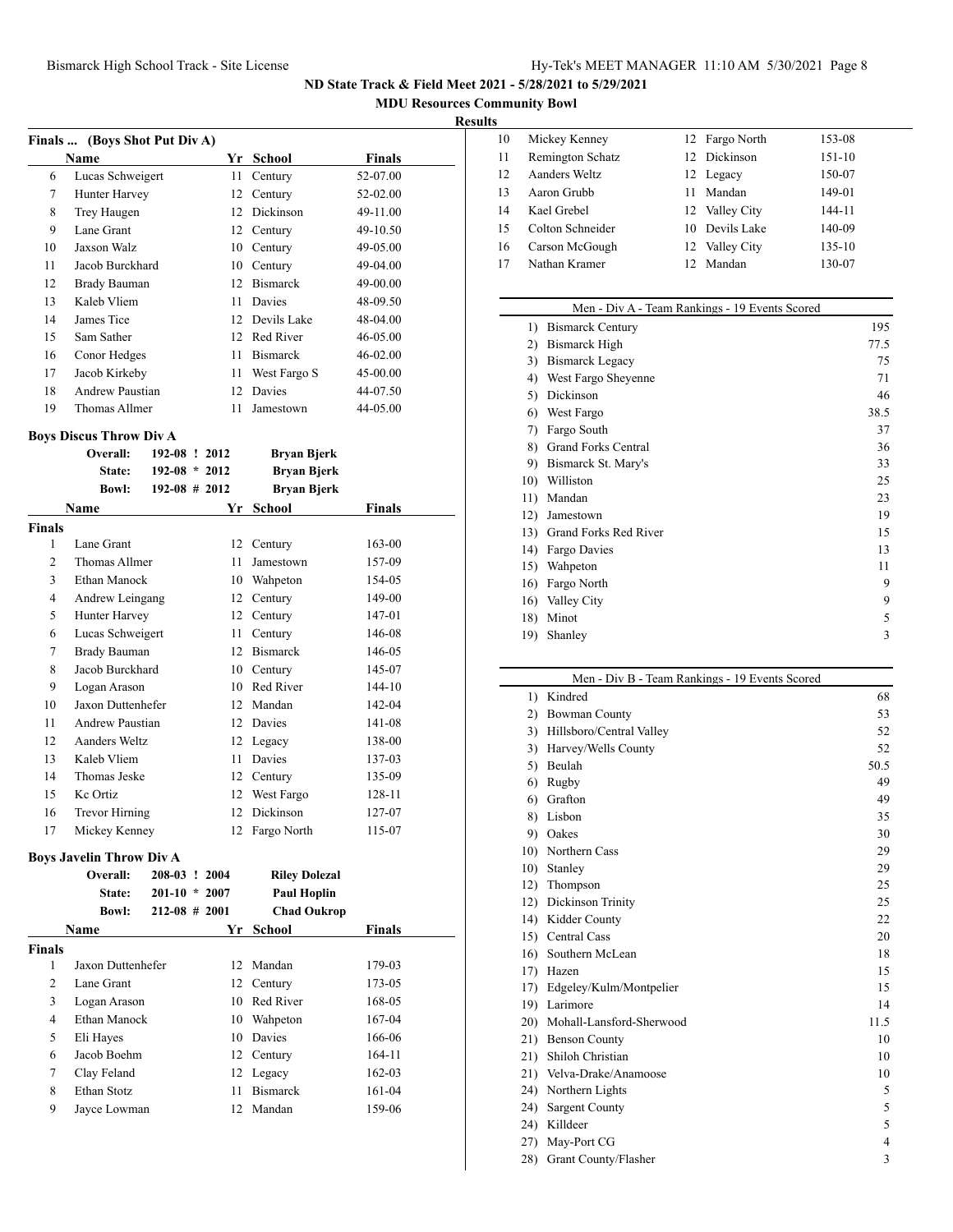## ND State Track & Field Meet 2021 - 5/28/2021 to 5/29/2021

### MDU Resources Community Bowl

### Results

### Finals ... (Boys Shot Put Div A)

| | Name | Yr | School | Finals |
|---|---|---|---|---|
| 6 | Lucas Schweigert | 11 | Century | 52-07.00 |
| 7 | Hunter Harvey | 12 | Century | 52-02.00 |
| 8 | Trey Haugen | 12 | Dickinson | 49-11.00 |
| 9 | Lane Grant | 12 | Century | 49-10.50 |
| 10 | Jaxson Walz | 10 | Century | 49-05.00 |
| 11 | Jacob Burckhard | 10 | Century | 49-04.00 |
| 12 | Brady Bauman | 12 | Bismarck | 49-00.00 |
| 13 | Kaleb Vliem | 11 | Davies | 48-09.50 |
| 14 | James Tice | 12 | Devils Lake | 48-04.00 |
| 15 | Sam Sather | 12 | Red River | 46-05.00 |
| 16 | Conor Hedges | 11 | Bismarck | 46-02.00 |
| 17 | Jacob Kirkeby | 11 | West Fargo S | 45-00.00 |
| 18 | Andrew Paustian | 12 | Davies | 44-07.50 |
| 19 | Thomas Allmer | 11 | Jamestown | 44-05.00 |

### Boys Discus Throw Div A

**Overall:** 192-08 ! 2012 **Bryan Bjerk**
**State:** 192-08 * 2012 **Bryan Bjerk**
**Bowl:** 192-08 # 2012 **Bryan Bjerk**

| | Name | Yr | School | Finals |
|---|---|---|---|---|
| **Finals** | | | | |
| 1 | Lane Grant | 12 | Century | 163-00 |
| 2 | Thomas Allmer | 11 | Jamestown | 157-09 |
| 3 | Ethan Manock | 10 | Wahpeton | 154-05 |
| 4 | Andrew Leingang | 12 | Century | 149-00 |
| 5 | Hunter Harvey | 12 | Century | 147-01 |
| 6 | Lucas Schweigert | 11 | Century | 146-08 |
| 7 | Brady Bauman | 12 | Bismarck | 146-05 |
| 8 | Jacob Burckhard | 10 | Century | 145-07 |
| 9 | Logan Arason | 10 | Red River | 144-10 |
| 10 | Jaxon Duttenhefer | 12 | Mandan | 142-04 |
| 11 | Andrew Paustian | 12 | Davies | 141-08 |
| 12 | Aanders Weltz | 12 | Legacy | 138-00 |
| 13 | Kaleb Vliem | 11 | Davies | 137-03 |
| 14 | Thomas Jeske | 12 | Century | 135-09 |
| 15 | Kc Ortiz | 12 | West Fargo | 128-11 |
| 16 | Trevor Hirning | 12 | Dickinson | 127-07 |
| 17 | Mickey Kenney | 12 | Fargo North | 115-07 |

### Boys Javelin Throw Div A

**Overall:** 208-03 ! 2004 **Riley Dolezal**
**State:** 201-10 * 2007 **Paul Hoplin**
**Bowl:** 212-08 # 2001 **Chad Oukrop**

| | Name | Yr | School | Finals |
|---|---|---|---|---|
| **Finals** | | | | |
| 1 | Jaxon Duttenhefer | 12 | Mandan | 179-03 |
| 2 | Lane Grant | 12 | Century | 173-05 |
| 3 | Logan Arason | 10 | Red River | 168-05 |
| 4 | Ethan Manock | 10 | Wahpeton | 167-04 |
| 5 | Eli Hayes | 10 | Davies | 166-06 |
| 6 | Jacob Boehm | 12 | Century | 164-11 |
| 7 | Clay Feland | 12 | Legacy | 162-03 |
| 8 | Ethan Stotz | 11 | Bismarck | 161-04 |
| 9 | Jayce Lowman | 12 | Mandan | 159-06 |
| 10 | Mickey Kenney | 12 | Fargo North | 153-08 |
| 11 | Remington Schatz | 12 | Dickinson | 151-10 |
| 12 | Aanders Weltz | 12 | Legacy | 150-07 |
| 13 | Aaron Grubb | 11 | Mandan | 149-01 |
| 14 | Kael Grebel | 12 | Valley City | 144-11 |
| 15 | Colton Schneider | 10 | Devils Lake | 140-09 |
| 16 | Carson McGough | 12 | Valley City | 135-10 |
| 17 | Nathan Kramer | 12 | Mandan | 130-07 |

### Men - Div A - Team Rankings - 19 Events Scored

| Rank | Team | Points |
|---|---|---|
| 1) | Bismarck Century | 195 |
| 2) | Bismarck High | 77.5 |
| 3) | Bismarck Legacy | 75 |
| 4) | West Fargo Sheyenne | 71 |
| 5) | Dickinson | 46 |
| 6) | West Fargo | 38.5 |
| 7) | Fargo South | 37 |
| 8) | Grand Forks Central | 36 |
| 9) | Bismarck St. Mary's | 33 |
| 10) | Williston | 25 |
| 11) | Mandan | 23 |
| 12) | Jamestown | 19 |
| 13) | Grand Forks Red River | 15 |
| 14) | Fargo Davies | 13 |
| 15) | Wahpeton | 11 |
| 16) | Fargo North | 9 |
| 16) | Valley City | 9 |
| 18) | Minot | 5 |
| 19) | Shanley | 3 |

### Men - Div B - Team Rankings - 19 Events Scored

| Rank | Team | Points |
|---|---|---|
| 1) | Kindred | 68 |
| 2) | Bowman County | 53 |
| 3) | Hillsboro/Central Valley | 52 |
| 3) | Harvey/Wells County | 52 |
| 5) | Beulah | 50.5 |
| 6) | Rugby | 49 |
| 6) | Grafton | 49 |
| 8) | Lisbon | 35 |
| 9) | Oakes | 30 |
| 10) | Northern Cass | 29 |
| 10) | Stanley | 29 |
| 12) | Thompson | 25 |
| 12) | Dickinson Trinity | 25 |
| 14) | Kidder County | 22 |
| 15) | Central Cass | 20 |
| 16) | Southern McLean | 18 |
| 17) | Hazen | 15 |
| 17) | Edgeley/Kulm/Montpelier | 15 |
| 19) | Larimore | 14 |
| 20) | Mohall-Lansford-Sherwood | 11.5 |
| 21) | Benson County | 10 |
| 21) | Shiloh Christian | 10 |
| 21) | Velva-Drake/Anamoose | 10 |
| 24) | Northern Lights | 5 |
| 24) | Sargent County | 5 |
| 24) | Killdeer | 5 |
| 27) | May-Port CG | 4 |
| 28) | Grant County/Flasher | 3 |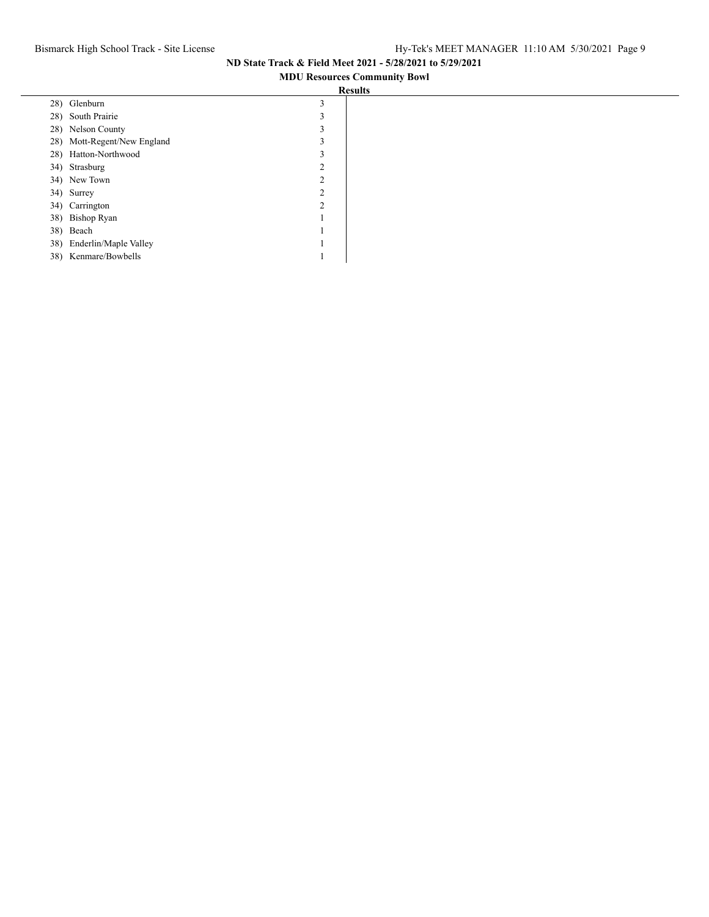## ND State Track & Field Meet 2021 - 5/28/2021 to 5/29/2021

### MDU Resources Community Bowl

**Results**

| | | |
|---|---|---|
| 28) | Glenburn | 3 |
| 28) | South Prairie | 3 |
| 28) | Nelson County | 3 |
| 28) | Mott-Regent/New England | 3 |
| 28) | Hatton-Northwood | 3 |
| 34) | Strasburg | 2 |
| 34) | New Town | 2 |
| 34) | Surrey | 2 |
| 34) | Carrington | 2 |
| 38) | Bishop Ryan | 1 |
| 38) | Beach | 1 |
| 38) | Enderlin/Maple Valley | 1 |
| 38) | Kenmare/Bowbells | 1 |